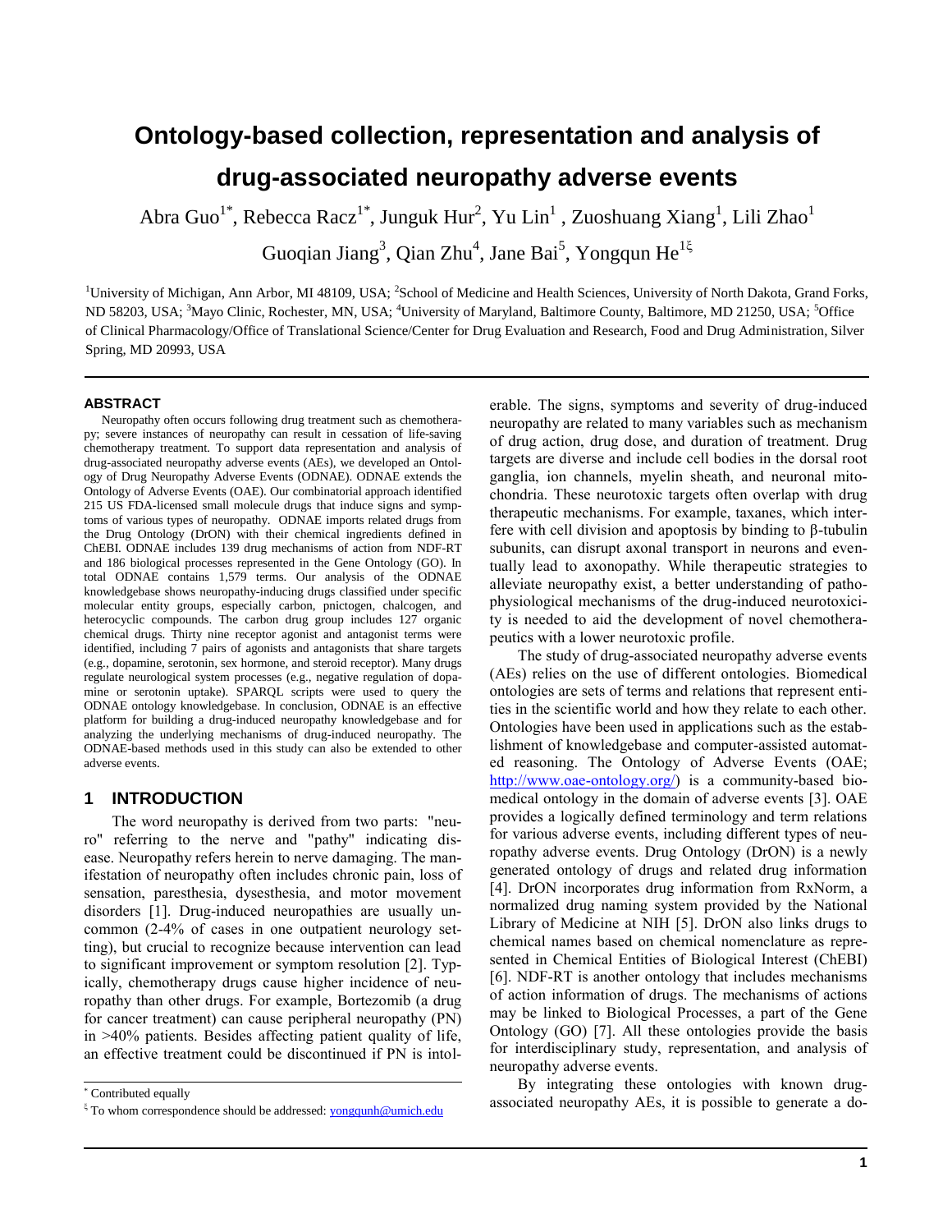# Ontology-based collection, representation and analysis of drug-associated neuropathy adverse events

Abra Guo[1*], Rebecca Racz[1*], Junguk Hur[2], Yu Lin[1], Zuoshuang Xiang[1], Lili Zhao[1]
Guoqian Jiang[3], Qian Zhu[4], Jane Bai[5], Yongqun He[1ξ]

[1]University of Michigan, Ann Arbor, MI 48109, USA; [2]School of Medicine and Health Sciences, University of North Dakota, Grand Forks, ND 58203, USA; [3]Mayo Clinic, Rochester, MN, USA; [4]University of Maryland, Baltimore County, Baltimore, MD 21250, USA; [5]Office of Clinical Pharmacology/Office of Translational Science/Center for Drug Evaluation and Research, Food and Drug Administration, Silver Spring, MD 20993, USA

## ABSTRACT

Neuropathy often occurs following drug treatment such as chemotherapy; severe instances of neuropathy can result in cessation of life-saving chemotherapy treatment. To support data representation and analysis of drug-associated neuropathy adverse events (AEs), we developed an Ontology of Drug Neuropathy Adverse Events (ODNAE). ODNAE extends the Ontology of Adverse Events (OAE). Our combinatorial approach identified 215 US FDA-licensed small molecule drugs that induce signs and symptoms of various types of neuropathy. ODNAE imports related drugs from the Drug Ontology (DrON) with their chemical ingredients defined in ChEBI. ODNAE includes 139 drug mechanisms of action from NDF-RT and 186 biological processes represented in the Gene Ontology (GO). In total ODNAE contains 1,579 terms. Our analysis of the ODNAE knowledgebase shows neuropathy-inducing drugs classified under specific molecular entity groups, especially carbon, pnictogen, chalcogen, and heterocyclic compounds. The carbon drug group includes 127 organic chemical drugs. Thirty nine receptor agonist and antagonist terms were identified, including 7 pairs of agonists and antagonists that share targets (e.g., dopamine, serotonin, sex hormone, and steroid receptor). Many drugs regulate neurological system processes (e.g., negative regulation of dopamine or serotonin uptake). SPARQL scripts were used to query the ODNAE ontology knowledgebase. In conclusion, ODNAE is an effective platform for building a drug-induced neuropathy knowledgebase and for analyzing the underlying mechanisms of drug-induced neuropathy. The ODNAE-based methods used in this study can also be extended to other adverse events.

## 1 INTRODUCTION

The word neuropathy is derived from two parts: "neuro" referring to the nerve and "pathy" indicating disease. Neuropathy refers herein to nerve damaging. The manifestation of neuropathy often includes chronic pain, loss of sensation, paresthesia, dysesthesia, and motor movement disorders [1]. Drug-induced neuropathies are usually uncommon (2-4% of cases in one outpatient neurology setting), but crucial to recognize because intervention can lead to significant improvement or symptom resolution [2]. Typically, chemotherapy drugs cause higher incidence of neuropathy than other drugs. For example, Bortezomib (a drug for cancer treatment) can cause peripheral neuropathy (PN) in >40% patients. Besides affecting patient quality of life, an effective treatment could be discontinued if PN is intolerable. The signs, symptoms and severity of drug-induced neuropathy are related to many variables such as mechanism of drug action, drug dose, and duration of treatment. Drug targets are diverse and include cell bodies in the dorsal root ganglia, ion channels, myelin sheath, and neuronal mitochondria. These neurotoxic targets often overlap with drug therapeutic mechanisms. For example, taxanes, which interfere with cell division and apoptosis by binding to β-tubulin subunits, can disrupt axonal transport in neurons and eventually lead to axonopathy. While therapeutic strategies to alleviate neuropathy exist, a better understanding of pathophysiological mechanisms of the drug-induced neurotoxicity is needed to aid the development of novel chemotherapeutics with a lower neurotoxic profile.

The study of drug-associated neuropathy adverse events (AEs) relies on the use of different ontologies. Biomedical ontologies are sets of terms and relations that represent entities in the scientific world and how they relate to each other. Ontologies have been used in applications such as the establishment of knowledgebase and computer-assisted automated reasoning. The Ontology of Adverse Events (OAE; http://www.oae-ontology.org/) is a community-based biomedical ontology in the domain of adverse events [3]. OAE provides a logically defined terminology and term relations for various adverse events, including different types of neuropathy adverse events. Drug Ontology (DrON) is a newly generated ontology of drugs and related drug information [4]. DrON incorporates drug information from RxNorm, a normalized drug naming system provided by the National Library of Medicine at NIH [5]. DrON also links drugs to chemical names based on chemical nomenclature as represented in Chemical Entities of Biological Interest (ChEBI) [6]. NDF-RT is another ontology that includes mechanisms of action information of drugs. The mechanisms of actions may be linked to Biological Processes, a part of the Gene Ontology (GO) [7]. All these ontologies provide the basis for interdisciplinary study, representation, and analysis of neuropathy adverse events.

By integrating these ontologies with known drug-associated neuropathy AEs, it is possible to generate a do-

* Contributed equally

ξ To whom correspondence should be addressed: yongqunh@umich.edu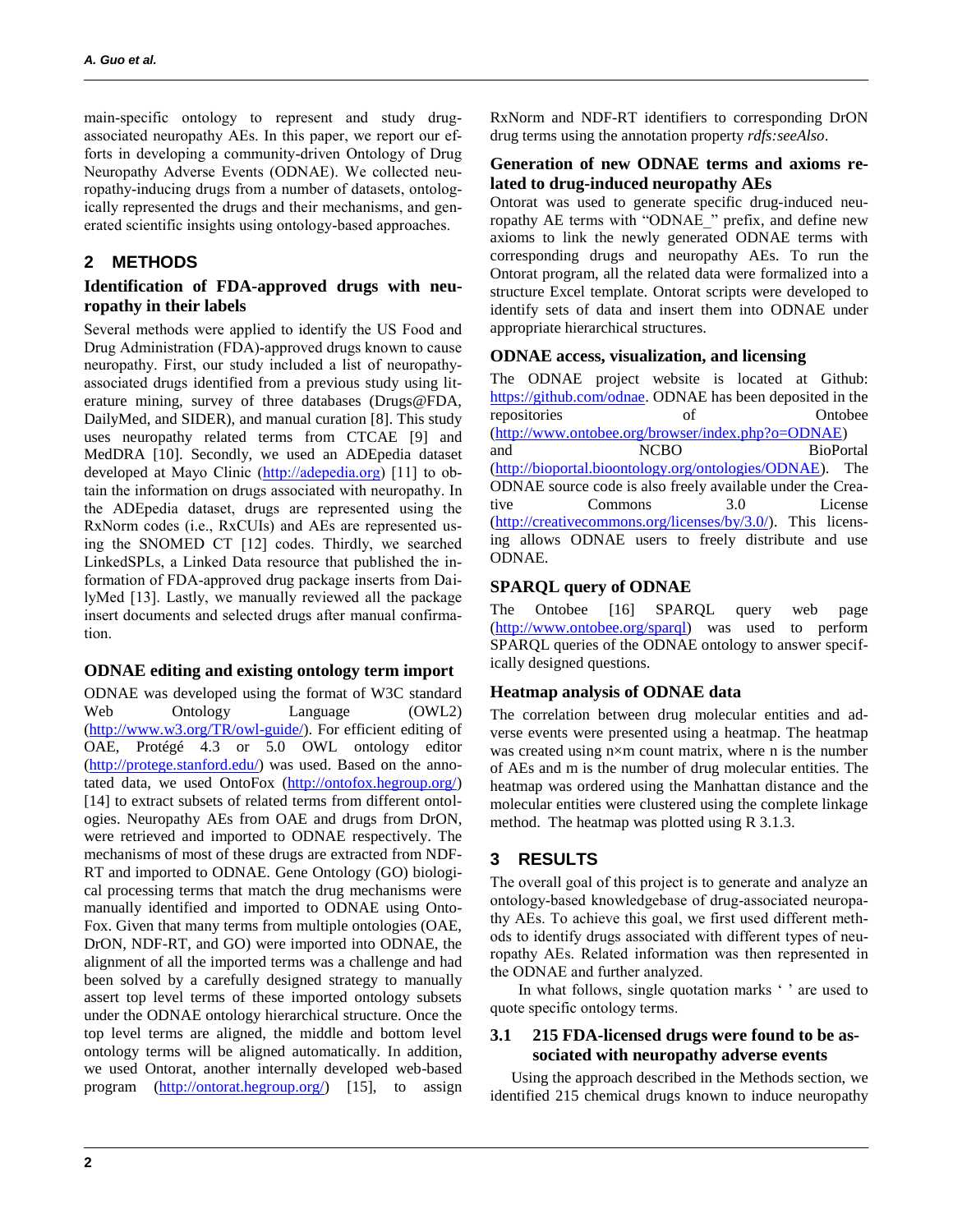main-specific ontology to represent and study drug-associated neuropathy AEs. In this paper, we report our efforts in developing a community-driven Ontology of Drug Neuropathy Adverse Events (ODNAE). We collected neuropathy-inducing drugs from a number of datasets, ontologically represented the drugs and their mechanisms, and generated scientific insights using ontology-based approaches.

## 2 METHODS

### Identification of FDA-approved drugs with neuropathy in their labels

Several methods were applied to identify the US Food and Drug Administration (FDA)-approved drugs known to cause neuropathy. First, our study included a list of neuropathy-associated drugs identified from a previous study using literature mining, survey of three databases (Drugs@FDA, DailyMed, and SIDER), and manual curation [8]. This study uses neuropathy related terms from CTCAE [9] and MedDRA [10]. Secondly, we used an ADEpedia dataset developed at Mayo Clinic (http://adepedia.org) [11] to obtain the information on drugs associated with neuropathy. In the ADEpedia dataset, drugs are represented using the RxNorm codes (i.e., RxCUIs) and AEs are represented using the SNOMED CT [12] codes. Thirdly, we searched LinkedSPLs, a Linked Data resource that published the information of FDA-approved drug package inserts from DailyMed [13]. Lastly, we manually reviewed all the package insert documents and selected drugs after manual confirmation.

### ODNAE editing and existing ontology term import

ODNAE was developed using the format of W3C standard Web Ontology Language (OWL2) (http://www.w3.org/TR/owl-guide/). For efficient editing of OAE, Protégé 4.3 or 5.0 OWL ontology editor (http://protege.stanford.edu/) was used. Based on the annotated data, we used OntoFox (http://ontofox.hegroup.org/) [14] to extract subsets of related terms from different ontologies. Neuropathy AEs from OAE and drugs from DrON, were retrieved and imported to ODNAE respectively. The mechanisms of most of these drugs are extracted from NDF-RT and imported to ODNAE. Gene Ontology (GO) biological processing terms that match the drug mechanisms were manually identified and imported to ODNAE using OntoFox. Given that many terms from multiple ontologies (OAE, DrON, NDF-RT, and GO) were imported into ODNAE, the alignment of all the imported terms was a challenge and had been solved by a carefully designed strategy to manually assert top level terms of these imported ontology subsets under the ODNAE ontology hierarchical structure. Once the top level terms are aligned, the middle and bottom level ontology terms will be aligned automatically. In addition, we used Ontorat, another internally developed web-based program (http://ontorat.hegroup.org/) [15], to assign RxNorm and NDF-RT identifiers to corresponding DrON drug terms using the annotation property *rdfs:seeAlso*.

### Generation of new ODNAE terms and axioms related to drug-induced neuropathy AEs

Ontorat was used to generate specific drug-induced neuropathy AE terms with "ODNAE_" prefix, and define new axioms to link the newly generated ODNAE terms with corresponding drugs and neuropathy AEs. To run the Ontorat program, all the related data were formalized into a structure Excel template. Ontorat scripts were developed to identify sets of data and insert them into ODNAE under appropriate hierarchical structures.

### ODNAE access, visualization, and licensing

The ODNAE project website is located at Github: https://github.com/odnae. ODNAE has been deposited in the repositories of Ontobee (http://www.ontobee.org/browser/index.php?o=ODNAE) and NCBO BioPortal (http://bioportal.bioontology.org/ontologies/ODNAE). The ODNAE source code is also freely available under the Creative Commons 3.0 License (http://creativecommons.org/licenses/by/3.0/). This licensing allows ODNAE users to freely distribute and use ODNAE.

### SPARQL query of ODNAE

The Ontobee [16] SPARQL query web page (http://www.ontobee.org/sparql) was used to perform SPARQL queries of the ODNAE ontology to answer specifically designed questions.

### Heatmap analysis of ODNAE data

The correlation between drug molecular entities and adverse events were presented using a heatmap. The heatmap was created using n×m count matrix, where n is the number of AEs and m is the number of drug molecular entities. The heatmap was ordered using the Manhattan distance and the molecular entities were clustered using the complete linkage method. The heatmap was plotted using R 3.1.3.

## 3 RESULTS

The overall goal of this project is to generate and analyze an ontology-based knowledgebase of drug-associated neuropathy AEs. To achieve this goal, we first used different methods to identify drugs associated with different types of neuropathy AEs. Related information was then represented in the ODNAE and further analyzed.

In what follows, single quotation marks ' ' are used to quote specific ontology terms.

### 3.1 215 FDA-licensed drugs were found to be associated with neuropathy adverse events

Using the approach described in the Methods section, we identified 215 chemical drugs known to induce neuropathy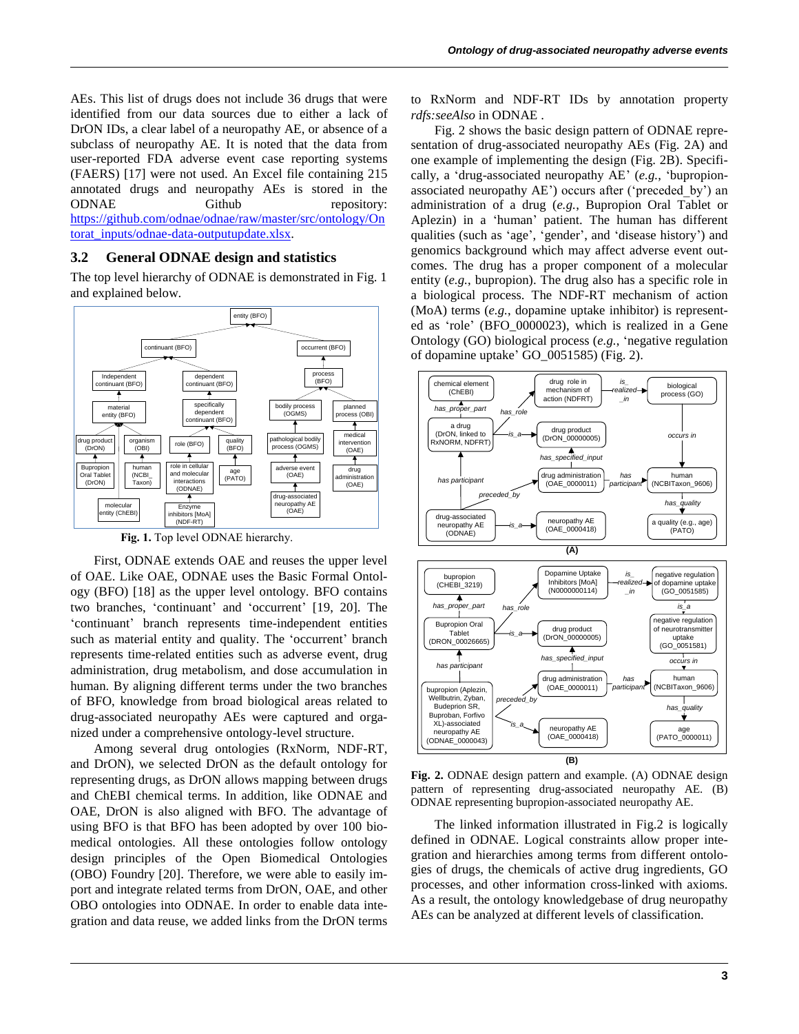AEs. This list of drugs does not include 36 drugs that were identified from our data sources due to either a lack of DrON IDs, a clear label of a neuropathy AE, or absence of a subclass of neuropathy AE. It is noted that the data from user-reported FDA adverse event case reporting systems (FAERS) [17] were not used. An Excel file containing 215 annotated drugs and neuropathy AEs is stored in the ODNAE Github repository: https://github.com/odnae/odnae/raw/master/src/ontology/Ontorat_inputs/odnae-data-outputupdate.xlsx.

## 3.2 General ODNAE design and statistics

The top level hierarchy of ODNAE is demonstrated in Fig. 1 and explained below.

**Fig. 1.** Top level ODNAE hierarchy.

First, ODNAE extends OAE and reuses the upper level of OAE. Like OAE, ODNAE uses the Basic Formal Ontology (BFO) [18] as the upper level ontology. BFO contains two branches, 'continuant' and 'occurrent' [19, 20]. The 'continuant' branch represents time-independent entities such as material entity and quality. The 'occurrent' branch represents time-related entities such as adverse event, drug administration, drug metabolism, and dose accumulation in human. By aligning different terms under the two branches of BFO, knowledge from broad biological areas related to drug-associated neuropathy AEs were captured and organized under a comprehensive ontology-level structure.

Among several drug ontologies (RxNorm, NDF-RT, and DrON), we selected DrON as the default ontology for representing drugs, as DrON allows mapping between drugs and ChEBI chemical terms. In addition, like ODNAE and OAE, DrON is also aligned with BFO. The advantage of using BFO is that BFO has been adopted by over 100 biomedical ontologies. All these ontologies follow ontology design principles of the Open Biomedical Ontologies (OBO) Foundry [20]. Therefore, we were able to easily import and integrate related terms from DrON, OAE, and other OBO ontologies into ODNAE. In order to enable data integration and data reuse, we added links from the DrON terms to RxNorm and NDF-RT IDs by annotation property *rdfs:seeAlso* in ODNAE .

Fig. 2 shows the basic design pattern of ODNAE representation of drug-associated neuropathy AEs (Fig. 2A) and one example of implementing the design (Fig. 2B). Specifically, a 'drug-associated neuropathy AE' (*e.g.*, 'bupropion-associated neuropathy AE') occurs after ('preceded_by') an administration of a drug (*e.g.*, Bupropion Oral Tablet or Aplezin) in a 'human' patient. The human has different qualities (such as 'age', 'gender', and 'disease history') and genomics background which may affect adverse event outcomes. The drug has a proper component of a molecular entity (*e.g.*, bupropion). The drug also has a specific role in a biological process. The NDF-RT mechanism of action (MoA) terms (*e.g.*, dopamine uptake inhibitor) is represented as 'role' (BFO_0000023), which is realized in a Gene Ontology (GO) biological process (*e.g.*, 'negative regulation of dopamine uptake' GO_0051585) (Fig. 2).

**Fig. 2.** ODNAE design pattern and example. (A) ODNAE design pattern of representing drug-associated neuropathy AE. (B) ODNAE representing bupropion-associated neuropathy AE.

The linked information illustrated in Fig.2 is logically defined in ODNAE. Logical constraints allow proper integration and hierarchies among terms from different ontologies of drugs, the chemicals of active drug ingredients, GO processes, and other information cross-linked with axioms. As a result, the ontology knowledgebase of drug neuropathy AEs can be analyzed at different levels of classification.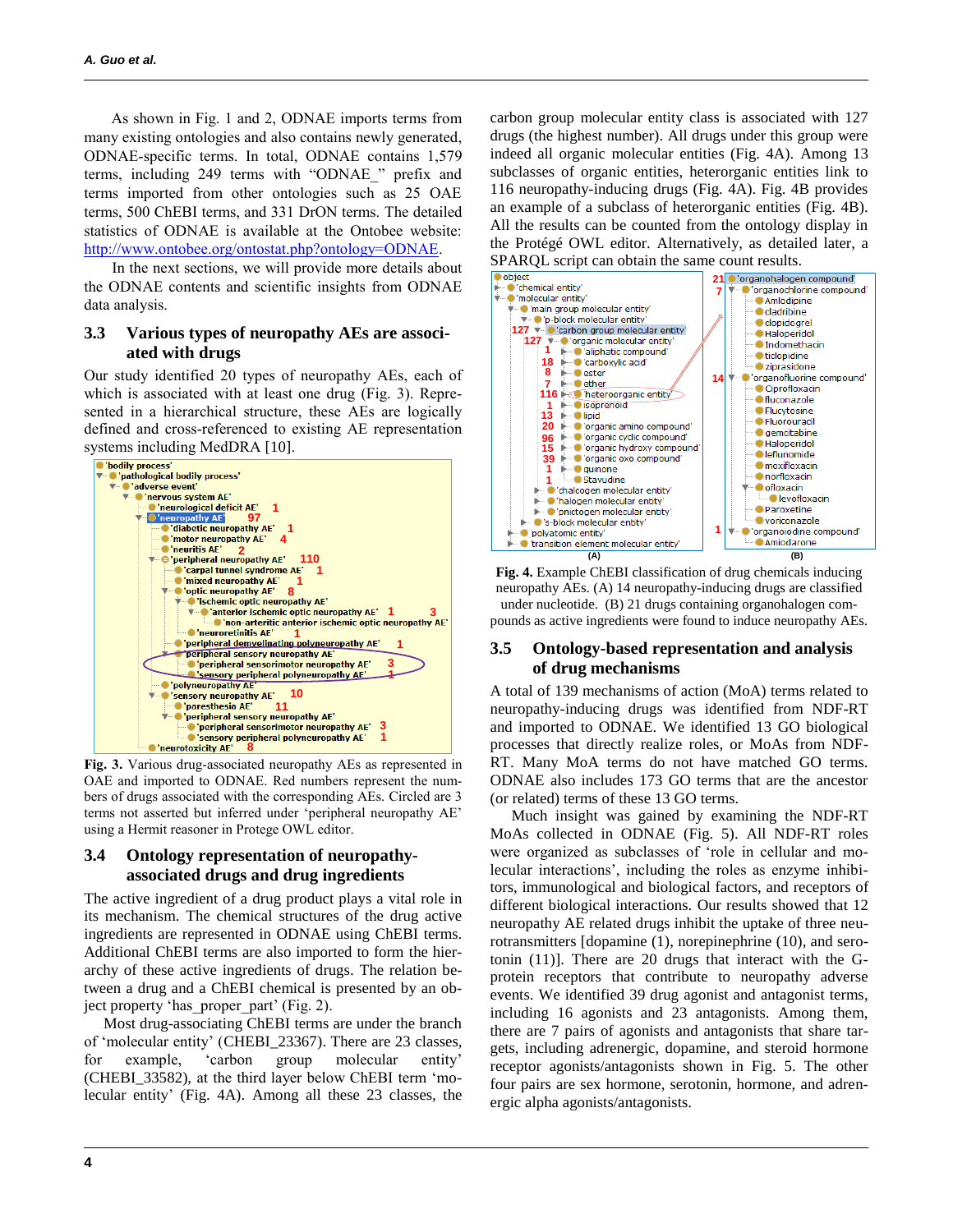As shown in Fig. 1 and 2, ODNAE imports terms from many existing ontologies and also contains newly generated, ODNAE-specific terms. In total, ODNAE contains 1,579 terms, including 249 terms with "ODNAE_" prefix and terms imported from other ontologies such as 25 OAE terms, 500 ChEBI terms, and 331 DrON terms. The detailed statistics of ODNAE is available at the Ontobee website: http://www.ontobee.org/ontostat.php?ontology=ODNAE.

In the next sections, we will provide more details about the ODNAE contents and scientific insights from ODNAE data analysis.

### 3.3 Various types of neuropathy AEs are associated with drugs

Our study identified 20 types of neuropathy AEs, each of which is associated with at least one drug (Fig. 3). Represented in a hierarchical structure, these AEs are logically defined and cross-referenced to existing AE representation systems including MedDRA [10].

**Fig. 3.** Various drug-associated neuropathy AEs as represented in OAE and imported to ODNAE. Red numbers represent the numbers of drugs associated with the corresponding AEs. Circled are 3 terms not asserted but inferred under 'peripheral neuropathy AE' using a Hermit reasoner in Protege OWL editor.

### 3.4 Ontology representation of neuropathy-associated drugs and drug ingredients

The active ingredient of a drug product plays a vital role in its mechanism. The chemical structures of the drug active ingredients are represented in ODNAE using ChEBI terms. Additional ChEBI terms are also imported to form the hierarchy of these active ingredients of drugs. The relation between a drug and a ChEBI chemical is presented by an object property 'has_proper_part' (Fig. 2).

Most drug-associating ChEBI terms are under the branch of 'molecular entity' (CHEBI_23367). There are 23 classes, for example, 'carbon group molecular entity' (CHEBI_33582), at the third layer below ChEBI term 'molecular entity' (Fig. 4A). Among all these 23 classes, the carbon group molecular entity class is associated with 127 drugs (the highest number). All drugs under this group were indeed all organic molecular entities (Fig. 4A). Among 13 subclasses of organic entities, heterorganic entities link to 116 neuropathy-inducing drugs (Fig. 4A). Fig. 4B provides an example of a subclass of heterorganic entities (Fig. 4B). All the results can be counted from the ontology display in the Protégé OWL editor. Alternatively, as detailed later, a SPARQL script can obtain the same count results.

**Fig. 4.** Example ChEBI classification of drug chemicals inducing neuropathy AEs. (A) 14 neuropathy-inducing drugs are classified under nucleotide. (B) 21 drugs containing organohalogen compounds as active ingredients were found to induce neuropathy AEs.

### 3.5 Ontology-based representation and analysis of drug mechanisms

A total of 139 mechanisms of action (MoA) terms related to neuropathy-inducing drugs was identified from NDF-RT and imported to ODNAE. We identified 13 GO biological processes that directly realize roles, or MoAs from NDF-RT. Many MoA terms do not have matched GO terms. ODNAE also includes 173 GO terms that are the ancestor (or related) terms of these 13 GO terms.

Much insight was gained by examining the NDF-RT MoAs collected in ODNAE (Fig. 5). All NDF-RT roles were organized as subclasses of 'role in cellular and molecular interactions', including the roles as enzyme inhibitors, immunological and biological factors, and receptors of different biological interactions. Our results showed that 12 neuropathy AE related drugs inhibit the uptake of three neurotransmitters [dopamine (1), norepinephrine (10), and serotonin (11)]. There are 20 drugs that interact with the G-protein receptors that contribute to neuropathy adverse events. We identified 39 drug agonist and antagonist terms, including 16 agonists and 23 antagonists. Among them, there are 7 pairs of agonists and antagonists that share targets, including adrenergic, dopamine, and steroid hormone receptor agonists/antagonists shown in Fig. 5. The other four pairs are sex hormone, serotonin, hormone, and adrenergic alpha agonists/antagonists.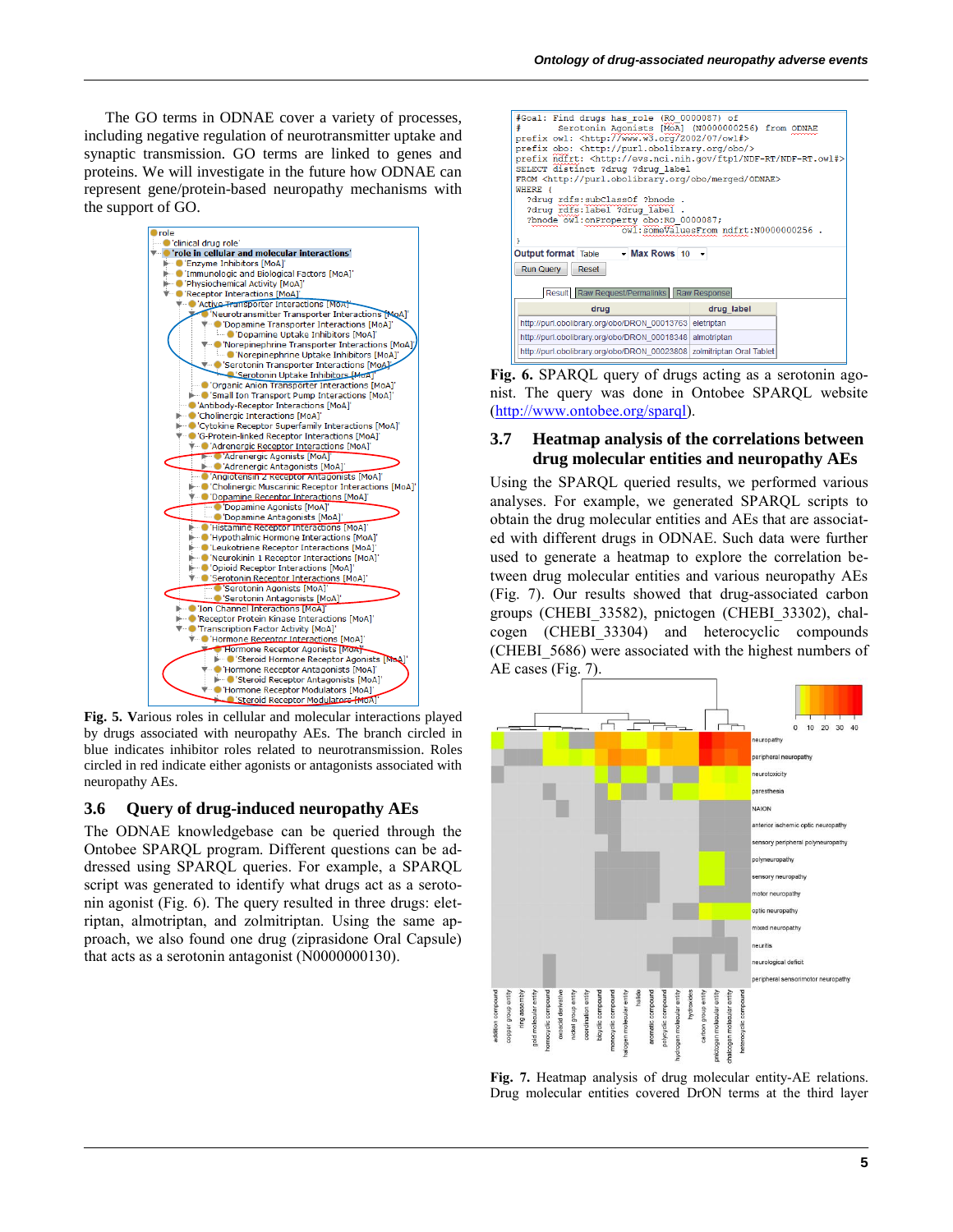The GO terms in ODNAE cover a variety of processes, including negative regulation of neurotransmitter uptake and synaptic transmission. GO terms are linked to genes and proteins. We will investigate in the future how ODNAE can represent gene/protein-based neuropathy mechanisms with the support of GO.

**Fig. 5.** Various roles in cellular and molecular interactions played by drugs associated with neuropathy AEs. The branch circled in blue indicates inhibitor roles related to neurotransmission. Roles circled in red indicate either agonists or antagonists associated with neuropathy AEs.

## 3.6 Query of drug-induced neuropathy AEs

The ODNAE knowledgebase can be queried through the Ontobee SPARQL program. Different questions can be addressed using SPARQL queries. For example, a SPARQL script was generated to identify what drugs act as a serotonin agonist (Fig. 6). The query resulted in three drugs: eletriptan, almotriptan, and zolmitriptan. Using the same approach, we also found one drug (ziprasidone Oral Capsule) that acts as a serotonin antagonist (N0000000130).

```
#Goal: Find drugs has_role (RO_0000087) of
#       Serotonin Agonists [MoA] (N0000000256) from ODNAE
prefix owl: <http://www.w3.org/2002/07/owl#>
prefix obo: <http://purl.obolibrary.org/obo/>
prefix ndfrt: <http://evs.nci.nih.gov/ftp1/NDF-RT/NDF-RT.owl#>
SELECT distinct ?drug ?drug_label
FROM <http://purl.obolibrary.org/obo/merged/ODNAE>
WHERE {
  ?drug rdfs:subClassOf ?bnode .
  ?drug rdfs:label ?drug_label .
  ?bnode owl:onProperty obo:RO_0000087;
              owl:someValuesFrom ndfrt:N0000000256 .
}
```

| drug | drug_label |
|---|---|
| http://purl.obolibrary.org/obo/DRON_00013763 | eletriptan |
| http://purl.obolibrary.org/obo/DRON_00018348 | almotriptan |
| http://purl.obolibrary.org/obo/DRON_00023808 | zolmitriptan Oral Tablet |

**Fig. 6.** SPARQL query of drugs acting as a serotonin agonist. The query was done in Ontobee SPARQL website (http://www.ontobee.org/sparql).

## 3.7 Heatmap analysis of the correlations between drug molecular entities and neuropathy AEs

Using the SPARQL queried results, we performed various analyses. For example, we generated SPARQL scripts to obtain the drug molecular entities and AEs that are associated with different drugs in ODNAE. Such data were further used to generate a heatmap to explore the correlation between drug molecular entities and various neuropathy AEs (Fig. 7). Our results showed that drug-associated carbon groups (CHEBI_33582), pnictogen (CHEBI_33302), chalcogen (CHEBI_33304) and heterocyclic compounds (CHEBI_5686) were associated with the highest numbers of AE cases (Fig. 7).

**Fig. 7.** Heatmap analysis of drug molecular entity-AE relations. Drug molecular entities covered DrON terms at the third layer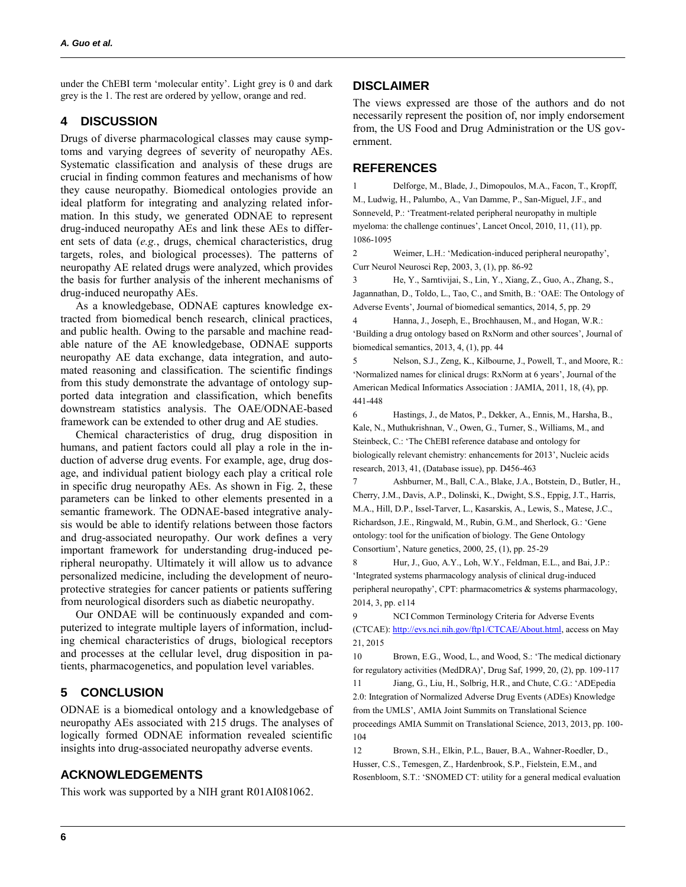under the ChEBI term 'molecular entity'. Light grey is 0 and dark grey is the 1. The rest are ordered by yellow, orange and red.

## 4 DISCUSSION

Drugs of diverse pharmacological classes may cause symptoms and varying degrees of severity of neuropathy AEs. Systematic classification and analysis of these drugs are crucial in finding common features and mechanisms of how they cause neuropathy. Biomedical ontologies provide an ideal platform for integrating and analyzing related information. In this study, we generated ODNAE to represent drug-induced neuropathy AEs and link these AEs to different sets of data (*e.g.*, drugs, chemical characteristics, drug targets, roles, and biological processes). The patterns of neuropathy AE related drugs were analyzed, which provides the basis for further analysis of the inherent mechanisms of drug-induced neuropathy AEs.

As a knowledgebase, ODNAE captures knowledge extracted from biomedical bench research, clinical practices, and public health. Owing to the parsable and machine readable nature of the AE knowledgebase, ODNAE supports neuropathy AE data exchange, data integration, and automated reasoning and classification. The scientific findings from this study demonstrate the advantage of ontology supported data integration and classification, which benefits downstream statistics analysis. The OAE/ODNAE-based framework can be extended to other drug and AE studies.

Chemical characteristics of drug, drug disposition in humans, and patient factors could all play a role in the induction of adverse drug events. For example, age, drug dosage, and individual patient biology each play a critical role in specific drug neuropathy AEs. As shown in Fig. 2, these parameters can be linked to other elements presented in a semantic framework. The ODNAE-based integrative analysis would be able to identify relations between those factors and drug-associated neuropathy. Our work defines a very important framework for understanding drug-induced peripheral neuropathy. Ultimately it will allow us to advance personalized medicine, including the development of neuroprotective strategies for cancer patients or patients suffering from neurological disorders such as diabetic neuropathy.

Our ONDAE will be continuously expanded and computerized to integrate multiple layers of information, including chemical characteristics of drugs, biological receptors and processes at the cellular level, drug disposition in patients, pharmacogenetics, and population level variables.

## 5 CONCLUSION

ODNAE is a biomedical ontology and a knowledgebase of neuropathy AEs associated with 215 drugs. The analyses of logically formed ODNAE information revealed scientific insights into drug-associated neuropathy adverse events.

## ACKNOWLEDGEMENTS

This work was supported by a NIH grant R01AI081062.

## DISCLAIMER

The views expressed are those of the authors and do not necessarily represent the position of, nor imply endorsement from, the US Food and Drug Administration or the US government.

## REFERENCES

1 Delforge, M., Blade, J., Dimopoulos, M.A., Facon, T., Kropff, M., Ludwig, H., Palumbo, A., Van Damme, P., San-Miguel, J.F., and Sonneveld, P.: 'Treatment-related peripheral neuropathy in multiple myeloma: the challenge continues', Lancet Oncol, 2010, 11, (11), pp. 1086-1095

2 Weimer, L.H.: 'Medication-induced peripheral neuropathy', Curr Neurol Neurosci Rep, 2003, 3, (1), pp. 86-92

3 He, Y., Sarntivijai, S., Lin, Y., Xiang, Z., Guo, A., Zhang, S., Jagannathan, D., Toldo, L., Tao, C., and Smith, B.: 'OAE: The Ontology of Adverse Events', Journal of biomedical semantics, 2014, 5, pp. 29

4 Hanna, J., Joseph, E., Brochhausen, M., and Hogan, W.R.: 'Building a drug ontology based on RxNorm and other sources', Journal of biomedical semantics, 2013, 4, (1), pp. 44

5 Nelson, S.J., Zeng, K., Kilbourne, J., Powell, T., and Moore, R.: 'Normalized names for clinical drugs: RxNorm at 6 years', Journal of the American Medical Informatics Association : JAMIA, 2011, 18, (4), pp. 441-448

6 Hastings, J., de Matos, P., Dekker, A., Ennis, M., Harsha, B., Kale, N., Muthukrishnan, V., Owen, G., Turner, S., Williams, M., and Steinbeck, C.: 'The ChEBI reference database and ontology for biologically relevant chemistry: enhancements for 2013', Nucleic acids research, 2013, 41, (Database issue), pp. D456-463

7 Ashburner, M., Ball, C.A., Blake, J.A., Botstein, D., Butler, H., Cherry, J.M., Davis, A.P., Dolinski, K., Dwight, S.S., Eppig, J.T., Harris, M.A., Hill, D.P., Issel-Tarver, L., Kasarskis, A., Lewis, S., Matese, J.C., Richardson, J.E., Ringwald, M., Rubin, G.M., and Sherlock, G.: 'Gene ontology: tool for the unification of biology. The Gene Ontology Consortium', Nature genetics, 2000, 25, (1), pp. 25-29

8 Hur, J., Guo, A.Y., Loh, W.Y., Feldman, E.L., and Bai, J.P.: 'Integrated systems pharmacology analysis of clinical drug-induced peripheral neuropathy', CPT: pharmacometrics & systems pharmacology, 2014, 3, pp. e114

9 NCI Common Terminology Criteria for Adverse Events (CTCAE): http://evs.nci.nih.gov/ftp1/CTCAE/About.html, access on May 21, 2015

10 Brown, E.G., Wood, L., and Wood, S.: 'The medical dictionary for regulatory activities (MedDRA)', Drug Saf, 1999, 20, (2), pp. 109-117

11 Jiang, G., Liu, H., Solbrig, H.R., and Chute, C.G.: 'ADEpedia 2.0: Integration of Normalized Adverse Drug Events (ADEs) Knowledge from the UMLS', AMIA Joint Summits on Translational Science proceedings AMIA Summit on Translational Science, 2013, 2013, pp. 100-104

12 Brown, S.H., Elkin, P.L., Bauer, B.A., Wahner-Roedler, D., Husser, C.S., Temesgen, Z., Hardenbrook, S.P., Fielstein, E.M., and Rosenbloom, S.T.: 'SNOMED CT: utility for a general medical evaluation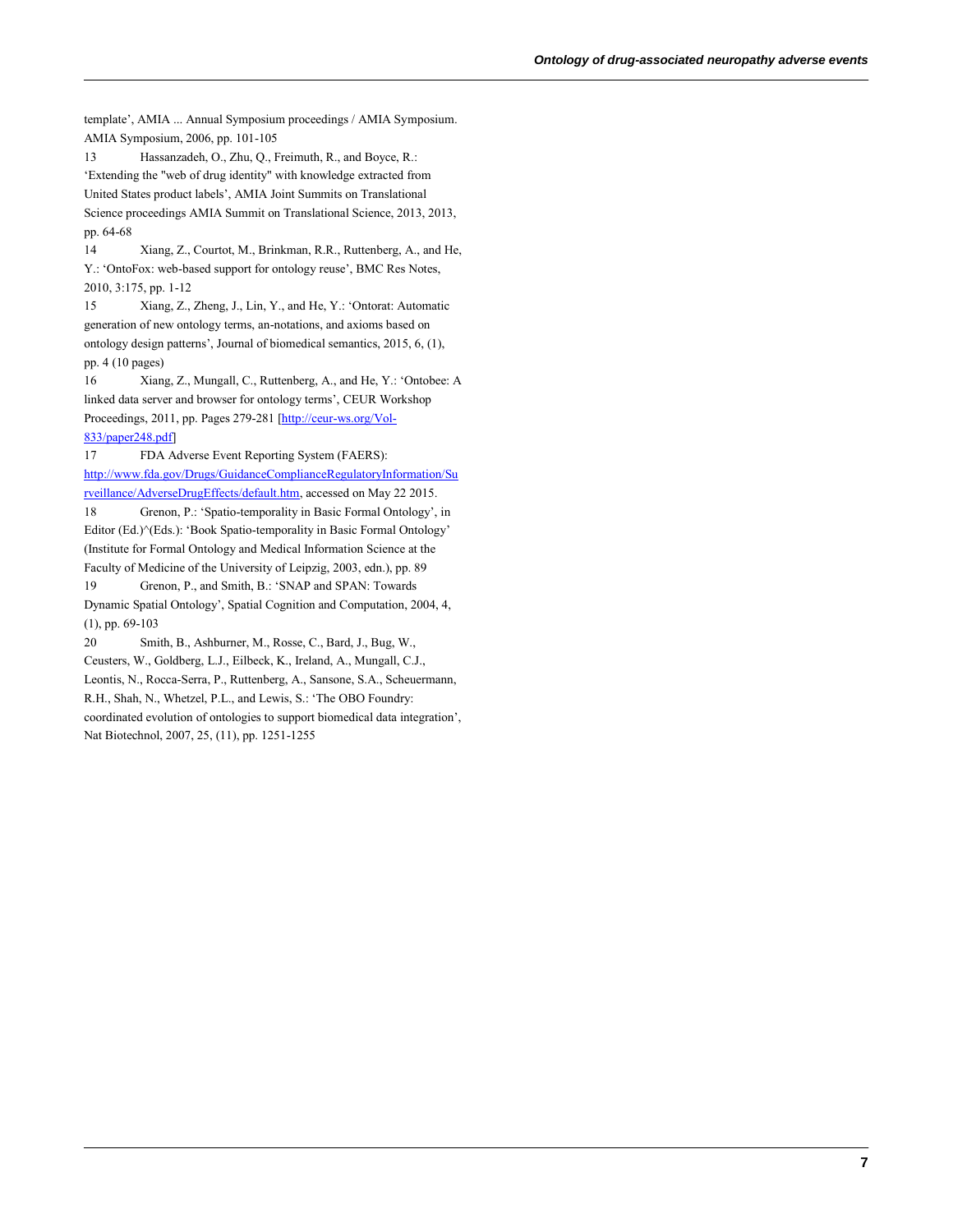template', AMIA ... Annual Symposium proceedings / AMIA Symposium. AMIA Symposium, 2006, pp. 101-105

13 Hassanzadeh, O., Zhu, Q., Freimuth, R., and Boyce, R.: 'Extending the "web of drug identity" with knowledge extracted from United States product labels', AMIA Joint Summits on Translational Science proceedings AMIA Summit on Translational Science, 2013, 2013, pp. 64-68

14 Xiang, Z., Courtot, M., Brinkman, R.R., Ruttenberg, A., and He, Y.: 'OntoFox: web-based support for ontology reuse', BMC Res Notes, 2010, 3:175, pp. 1-12

15 Xiang, Z., Zheng, J., Lin, Y., and He, Y.: 'Ontorat: Automatic generation of new ontology terms, an-notations, and axioms based on ontology design patterns', Journal of biomedical semantics, 2015, 6, (1), pp. 4 (10 pages)

16 Xiang, Z., Mungall, C., Ruttenberg, A., and He, Y.: 'Ontobee: A linked data server and browser for ontology terms', CEUR Workshop Proceedings, 2011, pp. Pages 279-281 [http://ceur-ws.org/Vol-833/paper248.pdf]

17 FDA Adverse Event Reporting System (FAERS): http://www.fda.gov/Drugs/GuidanceComplianceRegulatoryInformation/Surveillance/AdverseDrugEffects/default.htm, accessed on May 22 2015.

18 Grenon, P.: 'Spatio-temporality in Basic Formal Ontology', in Editor (Ed.)^(Eds.): 'Book Spatio-temporality in Basic Formal Ontology' (Institute for Formal Ontology and Medical Information Science at the Faculty of Medicine of the University of Leipzig, 2003, edn.), pp. 89

19 Grenon, P., and Smith, B.: 'SNAP and SPAN: Towards Dynamic Spatial Ontology', Spatial Cognition and Computation, 2004, 4, (1), pp. 69-103

20 Smith, B., Ashburner, M., Rosse, C., Bard, J., Bug, W., Ceusters, W., Goldberg, L.J., Eilbeck, K., Ireland, A., Mungall, C.J., Leontis, N., Rocca-Serra, P., Ruttenberg, A., Sansone, S.A., Scheuermann, R.H., Shah, N., Whetzel, P.L., and Lewis, S.: 'The OBO Foundry: coordinated evolution of ontologies to support biomedical data integration', Nat Biotechnol, 2007, 25, (11), pp. 1251-1255